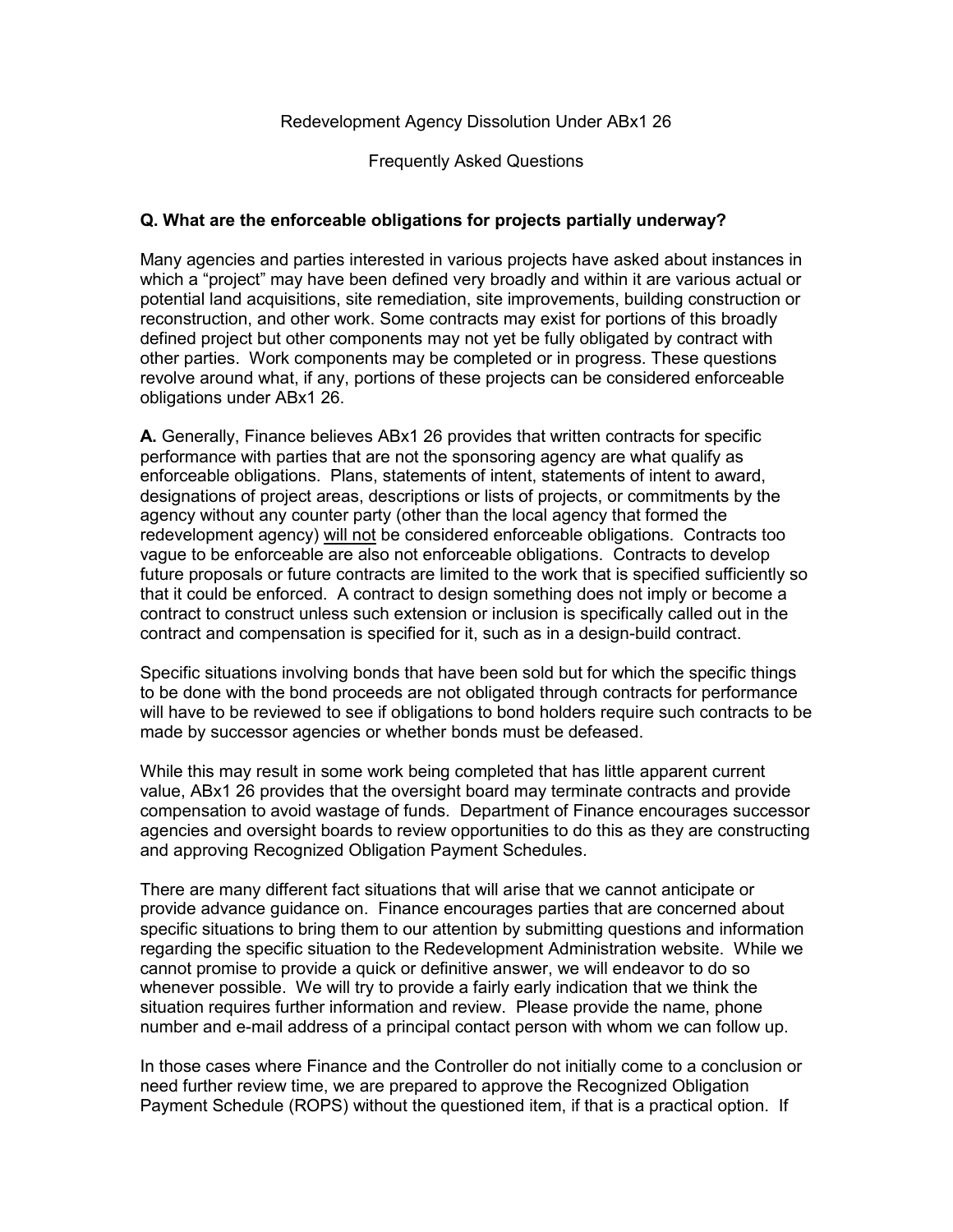Redevelopment Agency Dissolution Under ABx1 26

Frequently Asked Questions

**Q. What are the enforceable obligations for projects partially underway?**

Many agencies and parties interested in various projects have asked about instances in which a "project" may have been defined very broadly and within it are various actual or potential land acquisitions, site remediation, site improvements, building construction or reconstruction, and other work. Some contracts may exist for portions of this broadly defined project but other components may not yet be fully obligated by contract with other parties. Work components may be completed or in progress. These questions revolve around what, if any, portions of these projects can be considered enforceable obligations under ABx1 26.

**A.** Generally, Finance believes ABx1 26 provides that written contracts for specific performance with parties that are not the sponsoring agency are what qualify as enforceable obligations. Plans, statements of intent, statements of intent to award, designations of project areas, descriptions or lists of projects, or commitments by the agency without any counter party (other than the local agency that formed the redevelopment agency) <u>will not</u> be considered enforceable obligations. Contracts too vague to be enforceable are also not enforceable obligations. Contracts to develop future proposals or future contracts are limited to the work that is specified sufficiently so that it could be enforced. A contract to design something does not imply or become a contract to construct unless such extension or inclusion is specifically called out in the contract and compensation is specified for it, such as in a design-build contract.

Specific situations involving bonds that have been sold but for which the specific things to be done with the bond proceeds are not obligated through contracts for performance will have to be reviewed to see if obligations to bond holders require such contracts to be made by successor agencies or whether bonds must be defeased.

While this may result in some work being completed that has little apparent current value, ABx1 26 provides that the oversight board may terminate contracts and provide compensation to avoid wastage of funds. Department of Finance encourages successor agencies and oversight boards to review opportunities to do this as they are constructing and approving Recognized Obligation Payment Schedules.

There are many different fact situations that will arise that we cannot anticipate or provide advance guidance on. Finance encourages parties that are concerned about specific situations to bring them to our attention by submitting questions and information regarding the specific situation to the Redevelopment Administration website. While we cannot promise to provide a quick or definitive answer, we will endeavor to do so whenever possible. We will try to provide a fairly early indication that we think the situation requires further information and review. Please provide the name, phone number and e-mail address of a principal contact person with whom we can follow up.

In those cases where Finance and the Controller do not initially come to a conclusion or need further review time, we are prepared to approve the Recognized Obligation Payment Schedule (ROPS) without the questioned item, if that is a practical option. If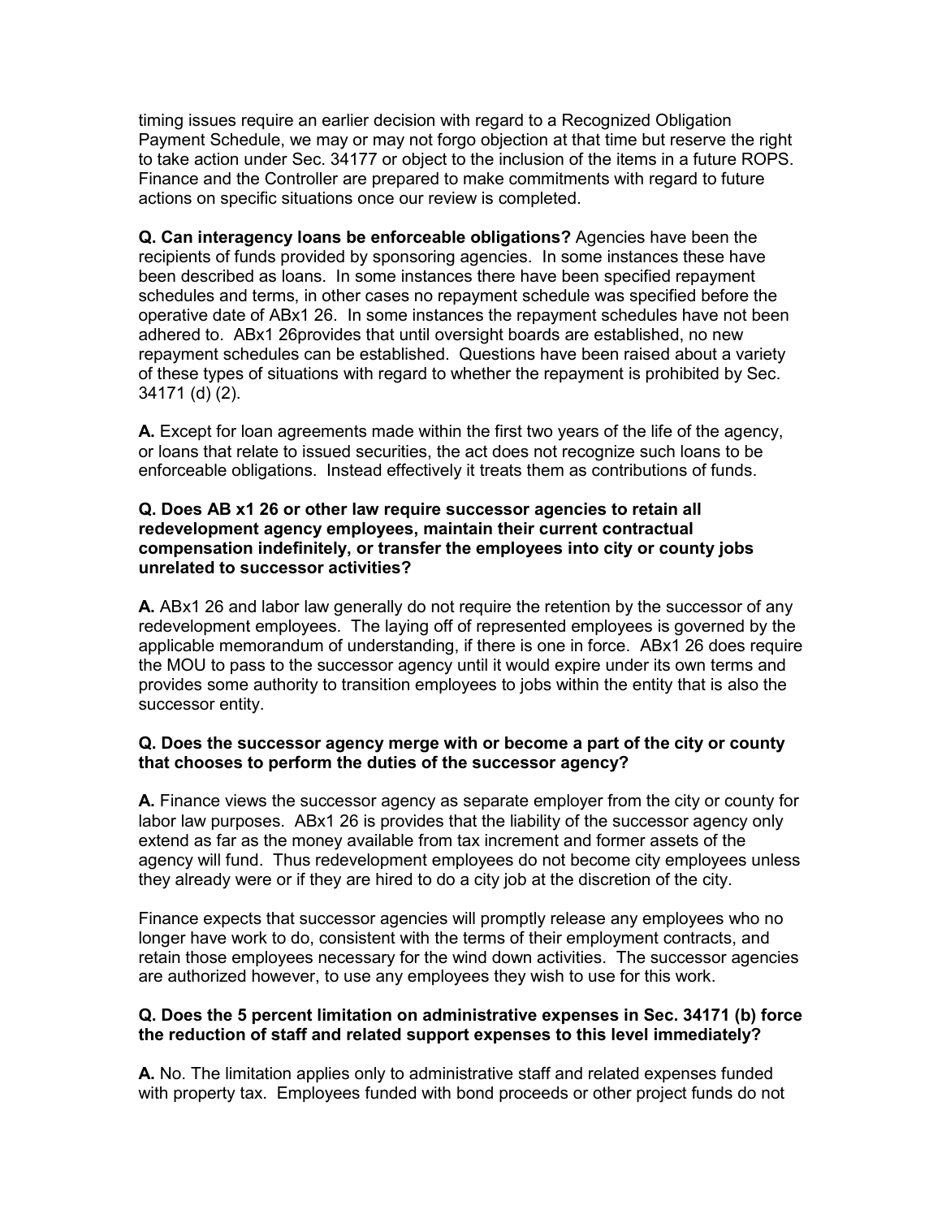timing issues require an earlier decision with regard to a Recognized Obligation Payment Schedule, we may or may not forgo objection at that time but reserve the right to take action under Sec. 34177 or object to the inclusion of the items in a future ROPS. Finance and the Controller are prepared to make commitments with regard to future actions on specific situations once our review is completed.

**Q. Can interagency loans be enforceable obligations?** Agencies have been the recipients of funds provided by sponsoring agencies. In some instances these have been described as loans. In some instances there have been specified repayment schedules and terms, in other cases no repayment schedule was specified before the operative date of ABx1 26. In some instances the repayment schedules have not been adhered to. ABx1 26provides that until oversight boards are established, no new repayment schedules can be established. Questions have been raised about a variety of these types of situations with regard to whether the repayment is prohibited by Sec. 34171 (d) (2).

**A.** Except for loan agreements made within the first two years of the life of the agency, or loans that relate to issued securities, the act does not recognize such loans to be enforceable obligations. Instead effectively it treats them as contributions of funds.

**Q. Does AB x1 26 or other law require successor agencies to retain all redevelopment agency employees, maintain their current contractual compensation indefinitely, or transfer the employees into city or county jobs unrelated to successor activities?**

**A.** ABx1 26 and labor law generally do not require the retention by the successor of any redevelopment employees. The laying off of represented employees is governed by the applicable memorandum of understanding, if there is one in force. ABx1 26 does require the MOU to pass to the successor agency until it would expire under its own terms and provides some authority to transition employees to jobs within the entity that is also the successor entity.

**Q. Does the successor agency merge with or become a part of the city or county that chooses to perform the duties of the successor agency?**

**A.** Finance views the successor agency as separate employer from the city or county for labor law purposes. ABx1 26 is provides that the liability of the successor agency only extend as far as the money available from tax increment and former assets of the agency will fund. Thus redevelopment employees do not become city employees unless they already were or if they are hired to do a city job at the discretion of the city.

Finance expects that successor agencies will promptly release any employees who no longer have work to do, consistent with the terms of their employment contracts, and retain those employees necessary for the wind down activities. The successor agencies are authorized however, to use any employees they wish to use for this work.

**Q. Does the 5 percent limitation on administrative expenses in Sec. 34171 (b) force the reduction of staff and related support expenses to this level immediately?**

**A.** No. The limitation applies only to administrative staff and related expenses funded with property tax. Employees funded with bond proceeds or other project funds do not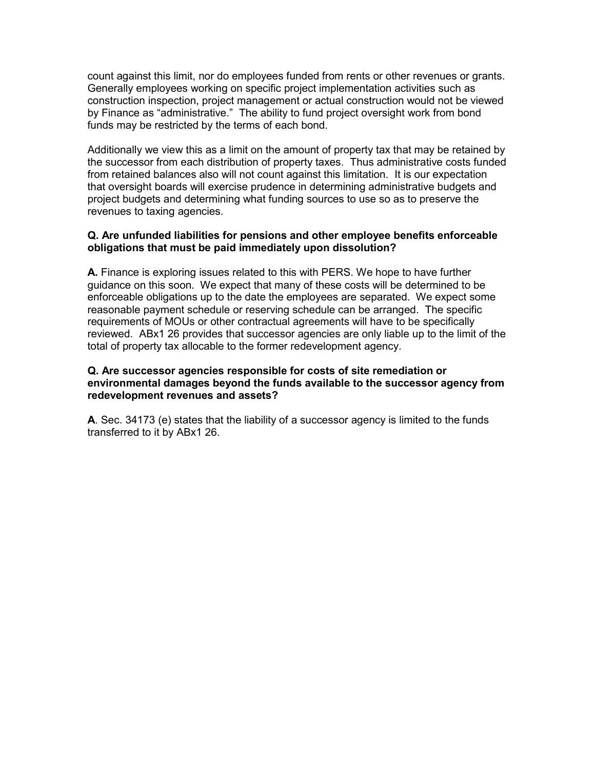count against this limit, nor do employees funded from rents or other revenues or grants. Generally employees working on specific project implementation activities such as construction inspection, project management or actual construction would not be viewed by Finance as "administrative." The ability to fund project oversight work from bond funds may be restricted by the terms of each bond.

Additionally we view this as a limit on the amount of property tax that may be retained by the successor from each distribution of property taxes. Thus administrative costs funded from retained balances also will not count against this limitation. It is our expectation that oversight boards will exercise prudence in determining administrative budgets and project budgets and determining what funding sources to use so as to preserve the revenues to taxing agencies.

**Q. Are unfunded liabilities for pensions and other employee benefits enforceable obligations that must be paid immediately upon dissolution?**

**A.** Finance is exploring issues related to this with PERS. We hope to have further guidance on this soon. We expect that many of these costs will be determined to be enforceable obligations up to the date the employees are separated. We expect some reasonable payment schedule or reserving schedule can be arranged. The specific requirements of MOUs or other contractual agreements will have to be specifically reviewed. ABx1 26 provides that successor agencies are only liable up to the limit of the total of property tax allocable to the former redevelopment agency.

**Q. Are successor agencies responsible for costs of site remediation or environmental damages beyond the funds available to the successor agency from redevelopment revenues and assets?**

**A**. Sec. 34173 (e) states that the liability of a successor agency is limited to the funds transferred to it by ABx1 26.